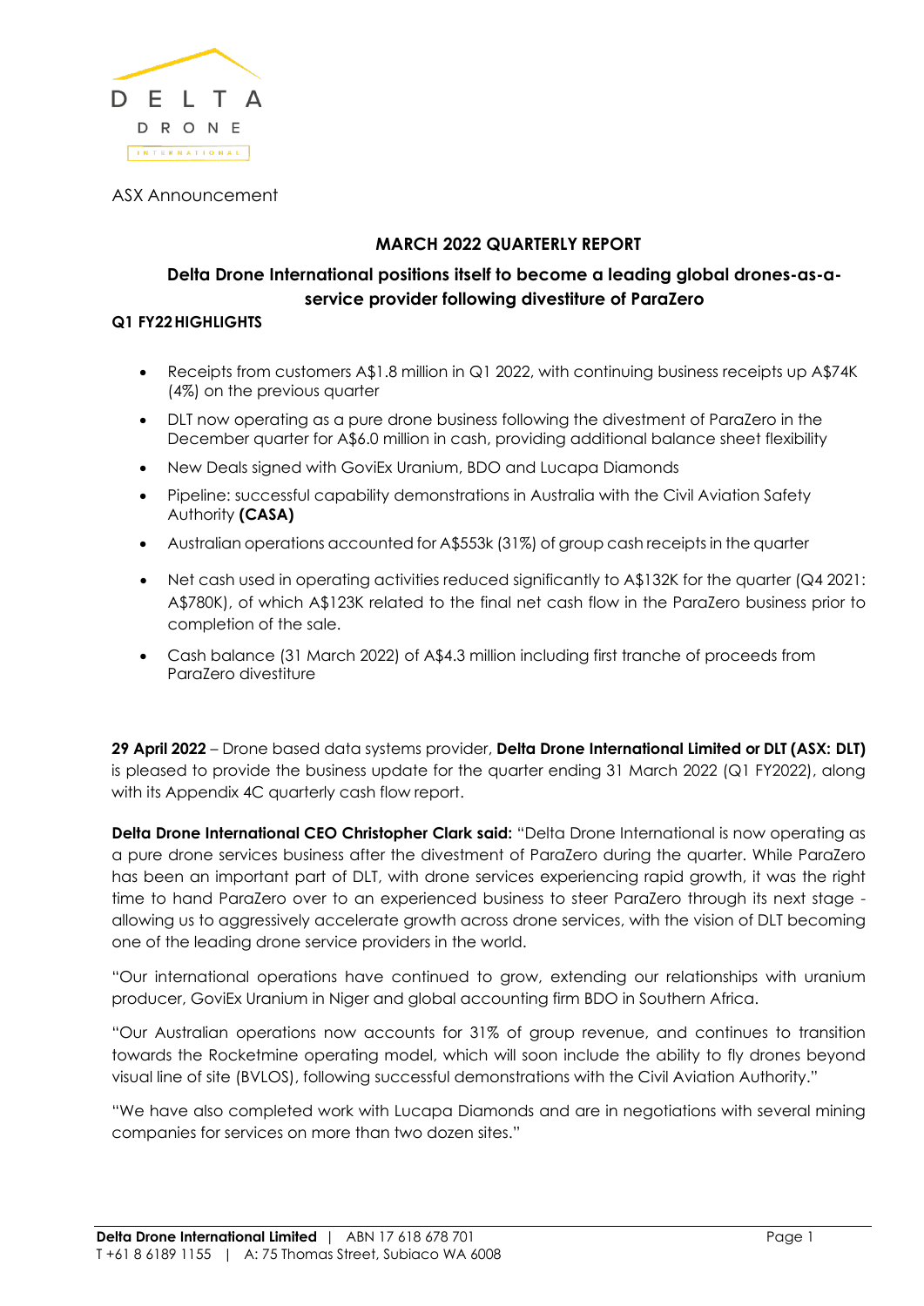DELTA DRONE INTERNATIONAL

ASX Announcement

## MARCH 2022 QUARTERLY REPORT

### Delta Drone International positions itself to become a leading global drones-as-a-service provider following divestiture of ParaZero

**Q1 FY22 HIGHLIGHTS**

- Receipts from customers A$1.8 million in Q1 2022, with continuing business receipts up A$74K (4%) on the previous quarter
- DLT now operating as a pure drone business following the divestment of ParaZero in the December quarter for A$6.0 million in cash, providing additional balance sheet flexibility
- New Deals signed with GoviEx Uranium, BDO and Lucapa Diamonds
- Pipeline: successful capability demonstrations in Australia with the Civil Aviation Safety Authority **(CASA)**
- Australian operations accounted for A$553k (31%) of group cash receipts in the quarter
- Net cash used in operating activities reduced significantly to A$132K for the quarter (Q4 2021: A$780K), of which A$123K related to the final net cash flow in the ParaZero business prior to completion of the sale.
- Cash balance (31 March 2022) of A$4.3 million including first tranche of proceeds from ParaZero divestiture

**29 April 2022** – Drone based data systems provider, **Delta Drone International Limited or DLT (ASX: DLT)** is pleased to provide the business update for the quarter ending 31 March 2022 (Q1 FY2022), along with its Appendix 4C quarterly cash flow report.

**Delta Drone International CEO Christopher Clark said:** "Delta Drone International is now operating as a pure drone services business after the divestment of ParaZero during the quarter. While ParaZero has been an important part of DLT, with drone services experiencing rapid growth, it was the right time to hand ParaZero over to an experienced business to steer ParaZero through its next stage - allowing us to aggressively accelerate growth across drone services, with the vision of DLT becoming one of the leading drone service providers in the world.

"Our international operations have continued to grow, extending our relationships with uranium producer, GoviEx Uranium in Niger and global accounting firm BDO in Southern Africa.

"Our Australian operations now accounts for 31% of group revenue, and continues to transition towards the Rocketmine operating model, which will soon include the ability to fly drones beyond visual line of site (BVLOS), following successful demonstrations with the Civil Aviation Authority."

"We have also completed work with Lucapa Diamonds and are in negotiations with several mining companies for services on more than two dozen sites."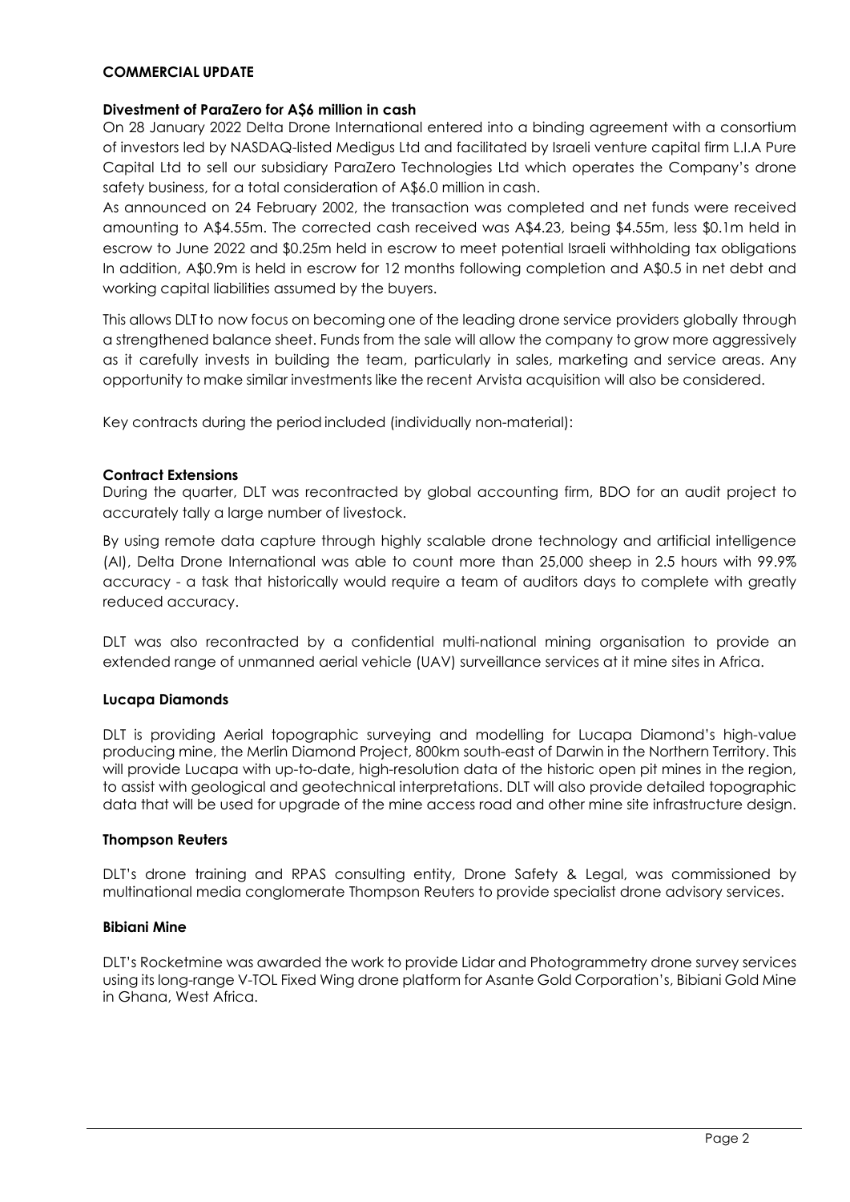## COMMERCIAL UPDATE

### Divestment of ParaZero for A$6 million in cash

On 28 January 2022 Delta Drone International entered into a binding agreement with a consortium of investors led by NASDAQ-listed Medigus Ltd and facilitated by Israeli venture capital firm L.I.A Pure Capital Ltd to sell our subsidiary ParaZero Technologies Ltd which operates the Company's drone safety business, for a total consideration of A$6.0 million in cash.

As announced on 24 February 2002, the transaction was completed and net funds were received amounting to A$4.55m. The corrected cash received was A$4.23, being $4.55m, less $0.1m held in escrow to June 2022 and $0.25m held in escrow to meet potential Israeli withholding tax obligations In addition, A$0.9m is held in escrow for 12 months following completion and A$0.5 in net debt and working capital liabilities assumed by the buyers.

This allows DLT to now focus on becoming one of the leading drone service providers globally through a strengthened balance sheet. Funds from the sale will allow the company to grow more aggressively as it carefully invests in building the team, particularly in sales, marketing and service areas. Any opportunity to make similar investments like the recent Arvista acquisition will also be considered.

Key contracts during the period included (individually non-material):

### Contract Extensions

During the quarter, DLT was recontracted by global accounting firm, BDO for an audit project to accurately tally a large number of livestock.

By using remote data capture through highly scalable drone technology and artificial intelligence (AI), Delta Drone International was able to count more than 25,000 sheep in 2.5 hours with 99.9% accuracy - a task that historically would require a team of auditors days to complete with greatly reduced accuracy.

DLT was also recontracted by a confidential multi-national mining organisation to provide an extended range of unmanned aerial vehicle (UAV) surveillance services at it mine sites in Africa.

### Lucapa Diamonds

DLT is providing Aerial topographic surveying and modelling for Lucapa Diamond's high-value producing mine, the Merlin Diamond Project, 800km south-east of Darwin in the Northern Territory. This will provide Lucapa with up-to-date, high-resolution data of the historic open pit mines in the region, to assist with geological and geotechnical interpretations. DLT will also provide detailed topographic data that will be used for upgrade of the mine access road and other mine site infrastructure design.

### Thompson Reuters

DLT's drone training and RPAS consulting entity, Drone Safety & Legal, was commissioned by multinational media conglomerate Thompson Reuters to provide specialist drone advisory services.

### Bibiani Mine

DLT's Rocketmine was awarded the work to provide Lidar and Photogrammetry drone survey services using its long-range V-TOL Fixed Wing drone platform for Asante Gold Corporation's, Bibiani Gold Mine in Ghana, West Africa.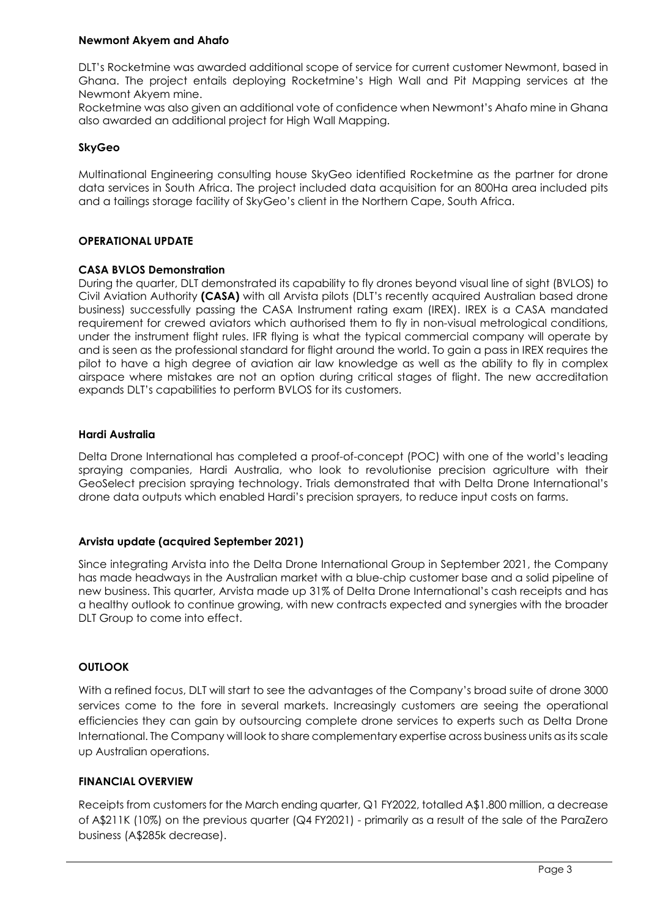**Newmont Akyem and Ahafo**

DLT's Rocketmine was awarded additional scope of service for current customer Newmont, based in Ghana. The project entails deploying Rocketmine's High Wall and Pit Mapping services at the Newmont Akyem mine.

Rocketmine was also given an additional vote of confidence when Newmont's Ahafo mine in Ghana also awarded an additional project for High Wall Mapping.

**SkyGeo**

Multinational Engineering consulting house SkyGeo identified Rocketmine as the partner for drone data services in South Africa. The project included data acquisition for an 800Ha area included pits and a tailings storage facility of SkyGeo's client in the Northern Cape, South Africa.

**OPERATIONAL UPDATE**

**CASA BVLOS Demonstration**

During the quarter, DLT demonstrated its capability to fly drones beyond visual line of sight (BVLOS) to Civil Aviation Authority **(CASA)** with all Arvista pilots (DLT's recently acquired Australian based drone business) successfully passing the CASA Instrument rating exam (IREX). IREX is a CASA mandated requirement for crewed aviators which authorised them to fly in non-visual metrological conditions, under the instrument flight rules. IFR flying is what the typical commercial company will operate by and is seen as the professional standard for flight around the world. To gain a pass in IREX requires the pilot to have a high degree of aviation air law knowledge as well as the ability to fly in complex airspace where mistakes are not an option during critical stages of flight. The new accreditation expands DLT's capabilities to perform BVLOS for its customers.

**Hardi Australia**

Delta Drone International has completed a proof-of-concept (POC) with one of the world's leading spraying companies, Hardi Australia, who look to revolutionise precision agriculture with their GeoSelect precision spraying technology. Trials demonstrated that with Delta Drone International's drone data outputs which enabled Hardi's precision sprayers, to reduce input costs on farms.

**Arvista update (acquired September 2021)**

Since integrating Arvista into the Delta Drone International Group in September 2021, the Company has made headways in the Australian market with a blue-chip customer base and a solid pipeline of new business. This quarter, Arvista made up 31% of Delta Drone International's cash receipts and has a healthy outlook to continue growing, with new contracts expected and synergies with the broader DLT Group to come into effect.

**OUTLOOK**

With a refined focus, DLT will start to see the advantages of the Company's broad suite of drone 3000 services come to the fore in several markets. Increasingly customers are seeing the operational efficiencies they can gain by outsourcing complete drone services to experts such as Delta Drone International. The Company will look to share complementary expertise across business units as its scale up Australian operations.

**FINANCIAL OVERVIEW**

Receipts from customers for the March ending quarter, Q1 FY2022, totalled A$1.800 million, a decrease of A$211K (10%) on the previous quarter (Q4 FY2021) - primarily as a result of the sale of the ParaZero business (A$285k decrease).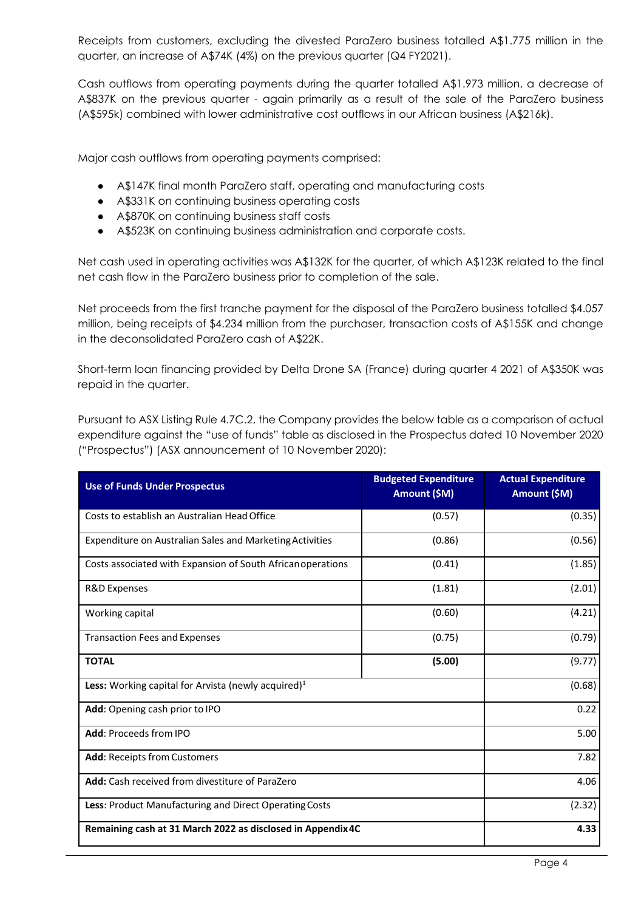Receipts from customers, excluding the divested ParaZero business totalled A$1.775 million in the quarter, an increase of A$74K (4%) on the previous quarter (Q4 FY2021).

Cash outflows from operating payments during the quarter totalled A$1.973 million, a decrease of A$837K on the previous quarter - again primarily as a result of the sale of the ParaZero business (A$595k) combined with lower administrative cost outflows in our African business (A$216k).

Major cash outflows from operating payments comprised:

- A$147K final month ParaZero staff, operating and manufacturing costs
- A$331K on continuing business operating costs
- A$870K on continuing business staff costs
- A$523K on continuing business administration and corporate costs.

Net cash used in operating activities was A$132K for the quarter, of which A$123K related to the final net cash flow in the ParaZero business prior to completion of the sale.

Net proceeds from the first tranche payment for the disposal of the ParaZero business totalled $4.057 million, being receipts of $4.234 million from the purchaser, transaction costs of A$155K and change in the deconsolidated ParaZero cash of A$22K.

Short-term loan financing provided by Delta Drone SA (France) during quarter 4 2021 of A$350K was repaid in the quarter.

Pursuant to ASX Listing Rule 4.7C.2, the Company provides the below table as a comparison of actual expenditure against the "use of funds" table as disclosed in the Prospectus dated 10 November 2020 ("Prospectus") (ASX announcement of 10 November 2020):

| Use of Funds Under Prospectus | Budgeted Expenditure Amount ($M) | Actual Expenditure Amount ($M) |
|---|---|---|
| Costs to establish an Australian Head Office | (0.57) | (0.35) |
| Expenditure on Australian Sales and Marketing Activities | (0.86) | (0.56) |
| Costs associated with Expansion of South African operations | (0.41) | (1.85) |
| R&D Expenses | (1.81) | (2.01) |
| Working capital | (0.60) | (4.21) |
| Transaction Fees and Expenses | (0.75) | (0.79) |
| **TOTAL** | **(5.00)** | (9.77) |
| **Less:** Working capital for Arvista (newly acquired)[1] | | (0.68) |
| **Add**: Opening cash prior to IPO | | 0.22 |
| **Add**: Proceeds from IPO | | 5.00 |
| **Add**: Receipts from Customers | | 7.82 |
| **Add:** Cash received from divestiture of ParaZero | | 4.06 |
| **Less**: Product Manufacturing and Direct Operating Costs | | (2.32) |
| **Remaining cash at 31 March 2022 as disclosed in Appendix 4C** | | **4.33** |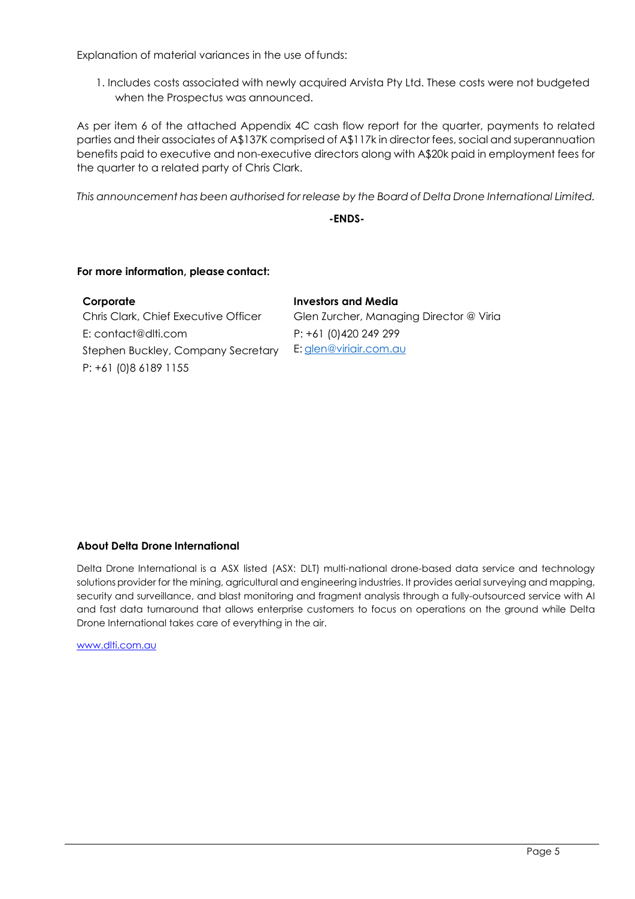Explanation of material variances in the use of funds:

1. Includes costs associated with newly acquired Arvista Pty Ltd. These costs were not budgeted when the Prospectus was announced.

As per item 6 of the attached Appendix 4C cash flow report for the quarter, payments to related parties and their associates of A$137K comprised of A$117k in director fees, social and superannuation benefits paid to executive and non-executive directors along with A$20k paid in employment fees for the quarter to a related party of Chris Clark.

*This announcement has been authorised for release by the Board of Delta Drone International Limited.*

**-ENDS-**

**For more information, please contact:**

**Corporate**
Chris Clark, Chief Executive Officer
E: contact@dlti.com
Stephen Buckley, Company Secretary
P: +61 (0)8 6189 1155

**Investors and Media**
Glen Zurcher, Managing Director @ Viria
P: +61 (0)420 249 299
E: glen@viriair.com.au

**About Delta Drone International**

Delta Drone International is a ASX listed (ASX: DLT) multi-national drone-based data service and technology solutions provider for the mining, agricultural and engineering industries. It provides aerial surveying and mapping, security and surveillance, and blast monitoring and fragment analysis through a fully-outsourced service with AI and fast data turnaround that allows enterprise customers to focus on operations on the ground while Delta Drone International takes care of everything in the air.

www.dlti.com.au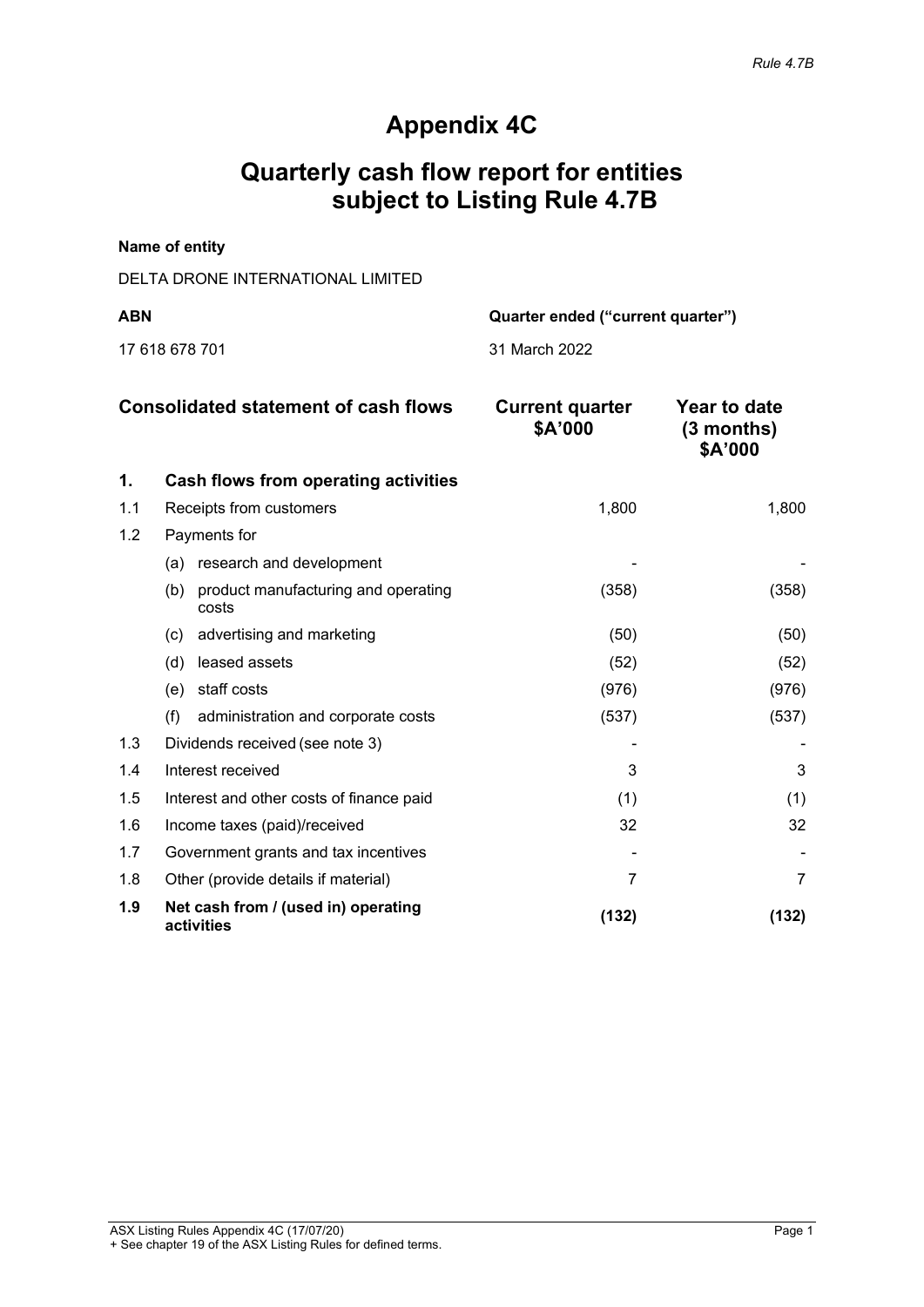# Appendix 4C

# Quarterly cash flow report for entities subject to Listing Rule 4.7B

**Name of entity**

DELTA DRONE INTERNATIONAL LIMITED

| **ABN** | **Quarter ended ("current quarter")** |
|---|---|
| 17 618 678 701 | 31 March 2022 |

| | **Consolidated statement of cash flows** | **Current quarter $A'000** | **Year to date (3 months) $A'000** |
|---|---|---|---|
| **1.** | **Cash flows from operating activities** | | |
| 1.1 | Receipts from customers | 1,800 | 1,800 |
| 1.2 | Payments for | | |
| | (a) research and development | - | - |
| | (b) product manufacturing and operating costs | (358) | (358) |
| | (c) advertising and marketing | (50) | (50) |
| | (d) leased assets | (52) | (52) |
| | (e) staff costs | (976) | (976) |
| | (f) administration and corporate costs | (537) | (537) |
| 1.3 | Dividends received (see note 3) | - | - |
| 1.4 | Interest received | 3 | 3 |
| 1.5 | Interest and other costs of finance paid | (1) | (1) |
| 1.6 | Income taxes (paid)/received | 32 | 32 |
| 1.7 | Government grants and tax incentives | - | - |
| 1.8 | Other (provide details if material) | 7 | 7 |
| **1.9** | **Net cash from / (used in) operating activities** | **(132)** | **(132)** |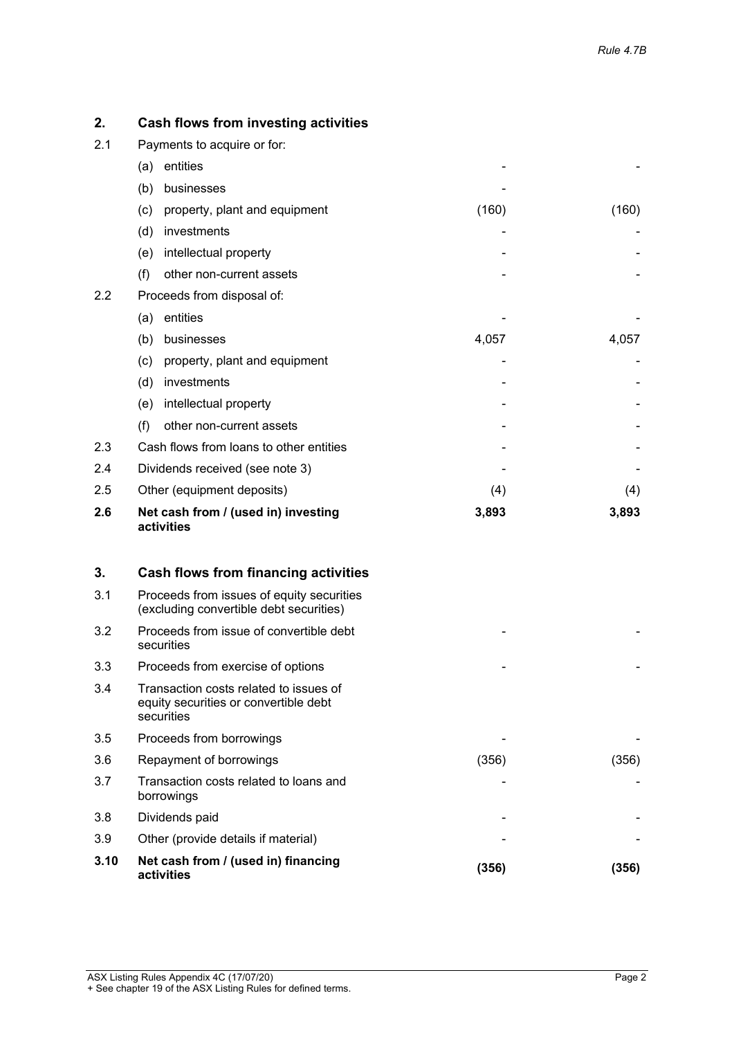| 2. | Cash flows from investing activities | | |
|---|---|---|---|
| 2.1 | Payments to acquire or for: | | |
| | (a) entities | - | - |
| | (b) businesses | - | |
| | (c) property, plant and equipment | (160) | (160) |
| | (d) investments | - | - |
| | (e) intellectual property | - | - |
| | (f) other non-current assets | - | - |
| 2.2 | Proceeds from disposal of: | | |
| | (a) entities | - | - |
| | (b) businesses | 4,057 | 4,057 |
| | (c) property, plant and equipment | - | - |
| | (d) investments | - | - |
| | (e) intellectual property | - | - |
| | (f) other non-current assets | - | - |
| 2.3 | Cash flows from loans to other entities | - | - |
| 2.4 | Dividends received (see note 3) | - | - |
| 2.5 | Other (equipment deposits) | (4) | (4) |
| **2.6** | **Net cash from / (used in) investing activities** | **3,893** | **3,893** |

| 3. | Cash flows from financing activities | | |
|---|---|---|---|
| 3.1 | Proceeds from issues of equity securities (excluding convertible debt securities) | | |
| 3.2 | Proceeds from issue of convertible debt securities | - | - |
| 3.3 | Proceeds from exercise of options | - | - |
| 3.4 | Transaction costs related to issues of equity securities or convertible debt securities | | |
| 3.5 | Proceeds from borrowings | - | - |
| 3.6 | Repayment of borrowings | (356) | (356) |
| 3.7 | Transaction costs related to loans and borrowings | - | - |
| 3.8 | Dividends paid | - | - |
| 3.9 | Other (provide details if material) | - | - |
| **3.10** | **Net cash from / (used in) financing activities** | **(356)** | **(356)** |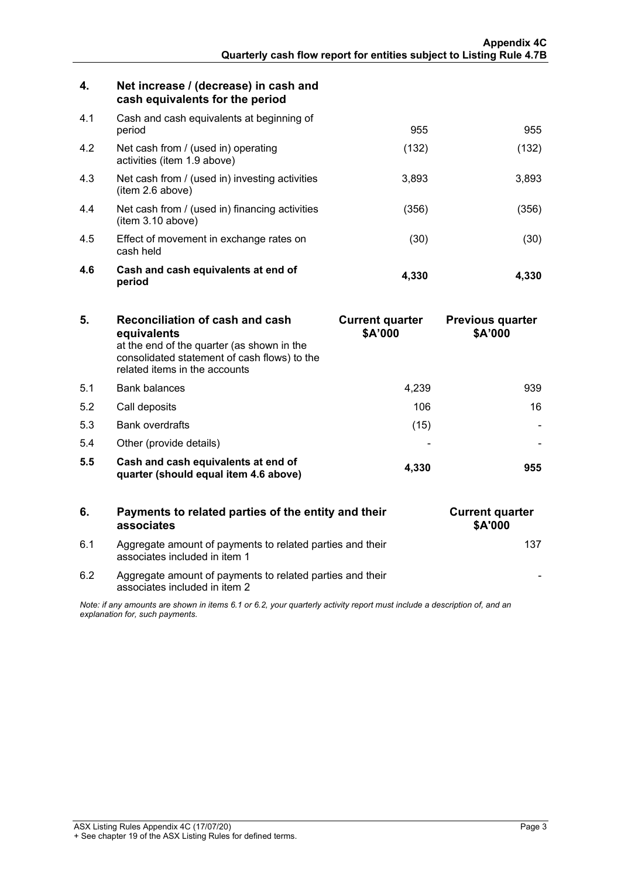| 4. | Net increase / (decrease) in cash and cash equivalents for the period | | |
|---|---|---|---|
| 4.1 | Cash and cash equivalents at beginning of period | 955 | 955 |
| 4.2 | Net cash from / (used in) operating activities (item 1.9 above) | (132) | (132) |
| 4.3 | Net cash from / (used in) investing activities (item 2.6 above) | 3,893 | 3,893 |
| 4.4 | Net cash from / (used in) financing activities (item 3.10 above) | (356) | (356) |
| 4.5 | Effect of movement in exchange rates on cash held | (30) | (30) |
| **4.6** | **Cash and cash equivalents at end of period** | **4,330** | **4,330** |

| 5. | **Reconciliation of cash and cash equivalents** at the end of the quarter (as shown in the consolidated statement of cash flows) to the related items in the accounts | **Current quarter $A'000** | **Previous quarter $A'000** |
|---|---|---|---|
| 5.1 | Bank balances | 4,239 | 939 |
| 5.2 | Call deposits | 106 | 16 |
| 5.3 | Bank overdrafts | (15) | - |
| 5.4 | Other (provide details) | - | - |
| **5.5** | **Cash and cash equivalents at end of quarter (should equal item 4.6 above)** | **4,330** | **955** |

| 6. | **Payments to related parties of the entity and their associates** | **Current quarter $A'000** |
|---|---|---|
| 6.1 | Aggregate amount of payments to related parties and their associates included in item 1 | 137 |
| 6.2 | Aggregate amount of payments to related parties and their associates included in item 2 | - |

*Note: if any amounts are shown in items 6.1 or 6.2, your quarterly activity report must include a description of, and an explanation for, such payments.*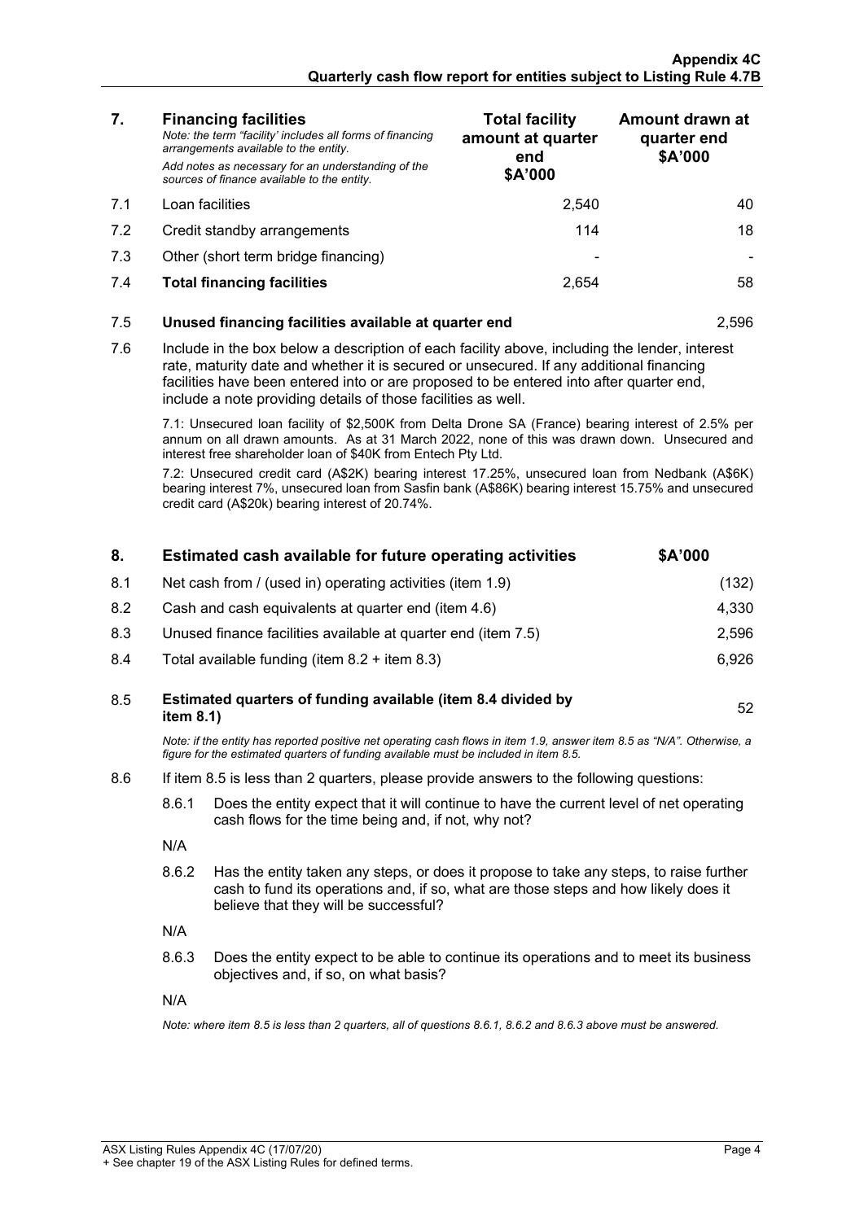| 7. | **Financing facilities**<br>*Note: the term "facility' includes all forms of financing arrangements available to the entity.*<br>*Add notes as necessary for an understanding of the sources of finance available to the entity.* | **Total facility amount at quarter end \$A'000** | **Amount drawn at quarter end \$A'000** |
|---|---|---|---|
| 7.1 | Loan facilities | 2,540 | 40 |
| 7.2 | Credit standby arrangements | 114 | 18 |
| 7.3 | Other (short term bridge financing) | - | - |
| 7.4 | **Total financing facilities** | 2,654 | 58 |

| | | |
|---|---|---|
| 7.5 | **Unused financing facilities available at quarter end** | 2,596 |

7.6 Include in the box below a description of each facility above, including the lender, interest rate, maturity date and whether it is secured or unsecured. If any additional financing facilities have been entered into or are proposed to be entered into after quarter end, include a note providing details of those facilities as well.

7.1: Unsecured loan facility of $2,500K from Delta Drone SA (France) bearing interest of 2.5% per annum on all drawn amounts. As at 31 March 2022, none of this was drawn down. Unsecured and interest free shareholder loan of $40K from Entech Pty Ltd.

7.2: Unsecured credit card (A$2K) bearing interest 17.25%, unsecured loan from Nedbank (A$6K) bearing interest 7%, unsecured loan from Sasfin bank (A$86K) bearing interest 15.75% and unsecured credit card (A$20k) bearing interest of 20.74%.

| 8. | **Estimated cash available for future operating activities** | **\$A'000** |
|---|---|---|
| 8.1 | Net cash from / (used in) operating activities (item 1.9) | (132) |
| 8.2 | Cash and cash equivalents at quarter end (item 4.6) | 4,330 |
| 8.3 | Unused finance facilities available at quarter end (item 7.5) | 2,596 |
| 8.4 | Total available funding (item 8.2 + item 8.3) | 6,926 |
| 8.5 | **Estimated quarters of funding available (item 8.4 divided by item 8.1)** | 52 |

*Note: if the entity has reported positive net operating cash flows in item 1.9, answer item 8.5 as "N/A". Otherwise, a figure for the estimated quarters of funding available must be included in item 8.5.*

8.6 If item 8.5 is less than 2 quarters, please provide answers to the following questions:

8.6.1 Does the entity expect that it will continue to have the current level of net operating cash flows for the time being and, if not, why not?

N/A

8.6.2 Has the entity taken any steps, or does it propose to take any steps, to raise further cash to fund its operations and, if so, what are those steps and how likely does it believe that they will be successful?

N/A

8.6.3 Does the entity expect to be able to continue its operations and to meet its business objectives and, if so, on what basis?

N/A

*Note: where item 8.5 is less than 2 quarters, all of questions 8.6.1, 8.6.2 and 8.6.3 above must be answered.*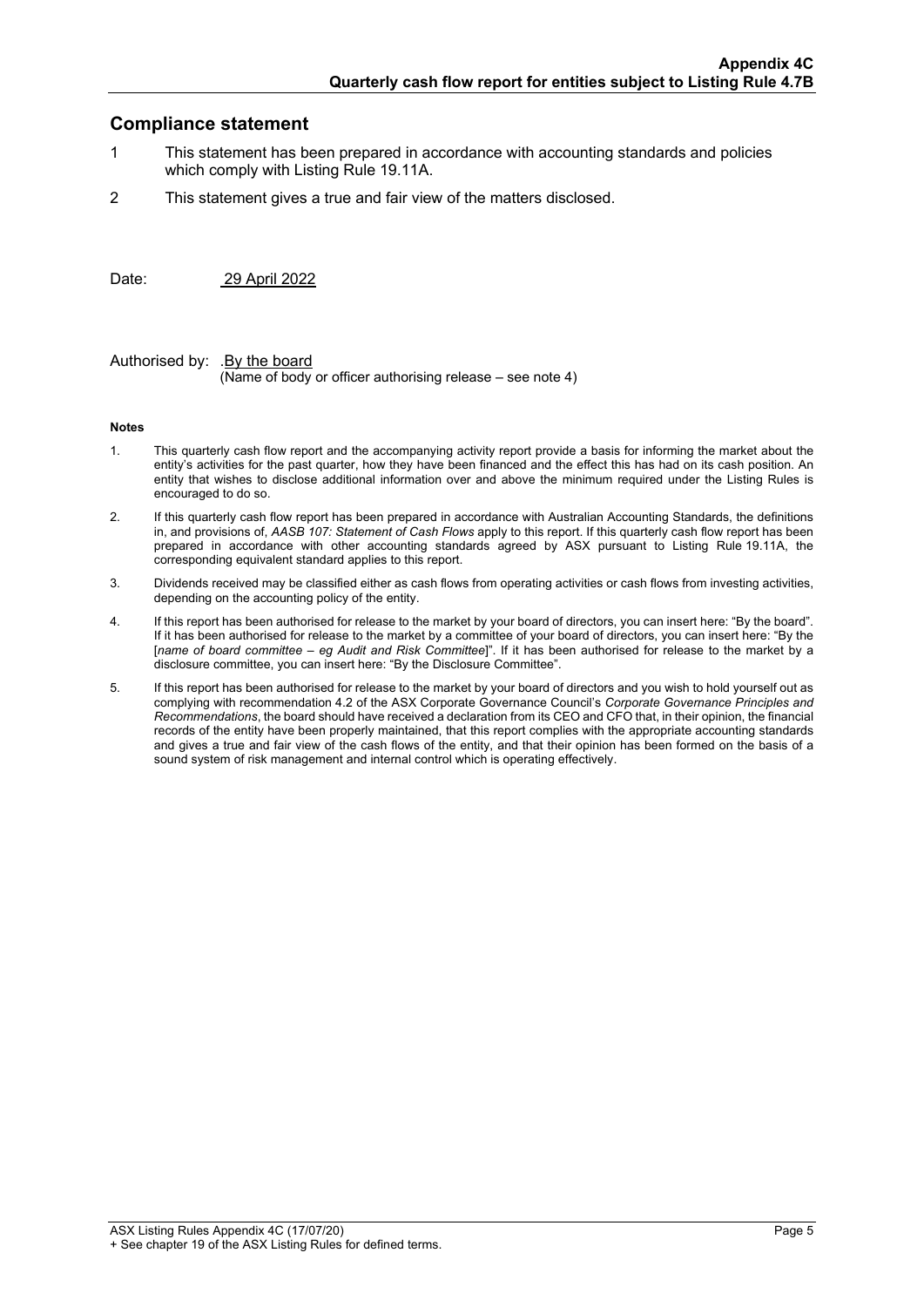## Compliance statement

1. This statement has been prepared in accordance with accounting standards and policies which comply with Listing Rule 19.11A.
2. This statement gives a true and fair view of the matters disclosed.

Date: 29 April 2022

Authorised by: .By the board
(Name of body or officer authorising release – see note 4)

**Notes**

1. This quarterly cash flow report and the accompanying activity report provide a basis for informing the market about the entity's activities for the past quarter, how they have been financed and the effect this has had on its cash position. An entity that wishes to disclose additional information over and above the minimum required under the Listing Rules is encouraged to do so.
2. If this quarterly cash flow report has been prepared in accordance with Australian Accounting Standards, the definitions in, and provisions of, *AASB 107: Statement of Cash Flows* apply to this report. If this quarterly cash flow report has been prepared in accordance with other accounting standards agreed by ASX pursuant to Listing Rule 19.11A, the corresponding equivalent standard applies to this report.
3. Dividends received may be classified either as cash flows from operating activities or cash flows from investing activities, depending on the accounting policy of the entity.
4. If this report has been authorised for release to the market by your board of directors, you can insert here: "By the board". If it has been authorised for release to the market by a committee of your board of directors, you can insert here: "By the [*name of board committee – eg Audit and Risk Committee*]". If it has been authorised for release to the market by a disclosure committee, you can insert here: "By the Disclosure Committee".
5. If this report has been authorised for release to the market by your board of directors and you wish to hold yourself out as complying with recommendation 4.2 of the ASX Corporate Governance Council's *Corporate Governance Principles and Recommendations*, the board should have received a declaration from its CEO and CFO that, in their opinion, the financial records of the entity have been properly maintained, that this report complies with the appropriate accounting standards and gives a true and fair view of the cash flows of the entity, and that their opinion has been formed on the basis of a sound system of risk management and internal control which is operating effectively.